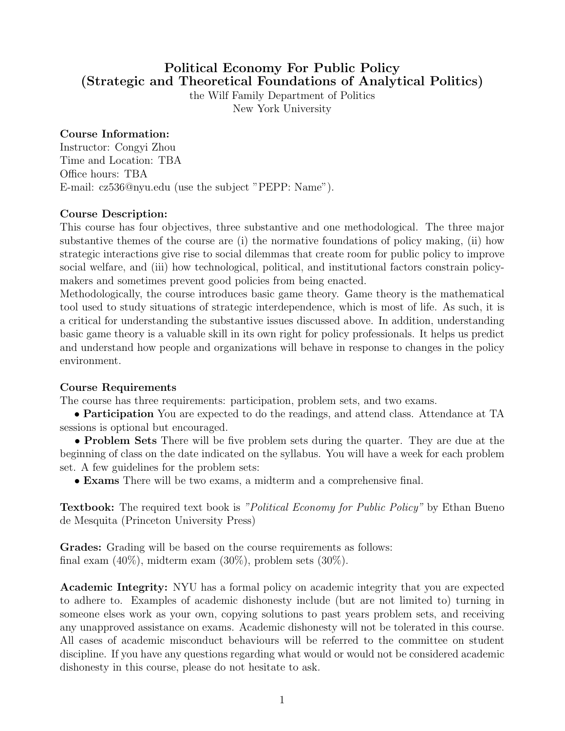# Political Economy For Public Policy
## (Strategic and Theoretical Foundations of Analytical Politics)

the Wilf Family Department of Politics
New York University

**Course Information:**
Instructor: Congyi Zhou
Time and Location: TBA
Office hours: TBA
E-mail: cz536@nyu.edu (use the subject "PEPP: Name").

**Course Description:**
This course has four objectives, three substantive and one methodological. The three major substantive themes of the course are (i) the normative foundations of policy making, (ii) how strategic interactions give rise to social dilemmas that create room for public policy to improve social welfare, and (iii) how technological, political, and institutional factors constrain policy-makers and sometimes prevent good policies from being enacted.
Methodologically, the course introduces basic game theory. Game theory is the mathematical tool used to study situations of strategic interdependence, which is most of life. As such, it is a critical for understanding the substantive issues discussed above. In addition, understanding basic game theory is a valuable skill in its own right for policy professionals. It helps us predict and understand how people and organizations will behave in response to changes in the policy environment.

**Course Requirements**
The course has three requirements: participation, problem sets, and two exams.

- **Participation** You are expected to do the readings, and attend class. Attendance at TA sessions is optional but encouraged.
- **Problem Sets** There will be five problem sets during the quarter. They are due at the beginning of class on the date indicated on the syllabus. You will have a week for each problem set. A few guidelines for the problem sets:
- **Exams** There will be two exams, a midterm and a comprehensive final.

**Textbook:** The required text book is *"Political Economy for Public Policy"* by Ethan Bueno de Mesquita (Princeton University Press)

**Grades:** Grading will be based on the course requirements as follows:
final exam (40%), midterm exam (30%), problem sets (30%).

**Academic Integrity:** NYU has a formal policy on academic integrity that you are expected to adhere to. Examples of academic dishonesty include (but are not limited to) turning in someone elses work as your own, copying solutions to past years problem sets, and receiving any unapproved assistance on exams. Academic dishonesty will not be tolerated in this course. All cases of academic misconduct behaviours will be referred to the committee on student discipline. If you have any questions regarding what would or would not be considered academic dishonesty in this course, please do not hesitate to ask.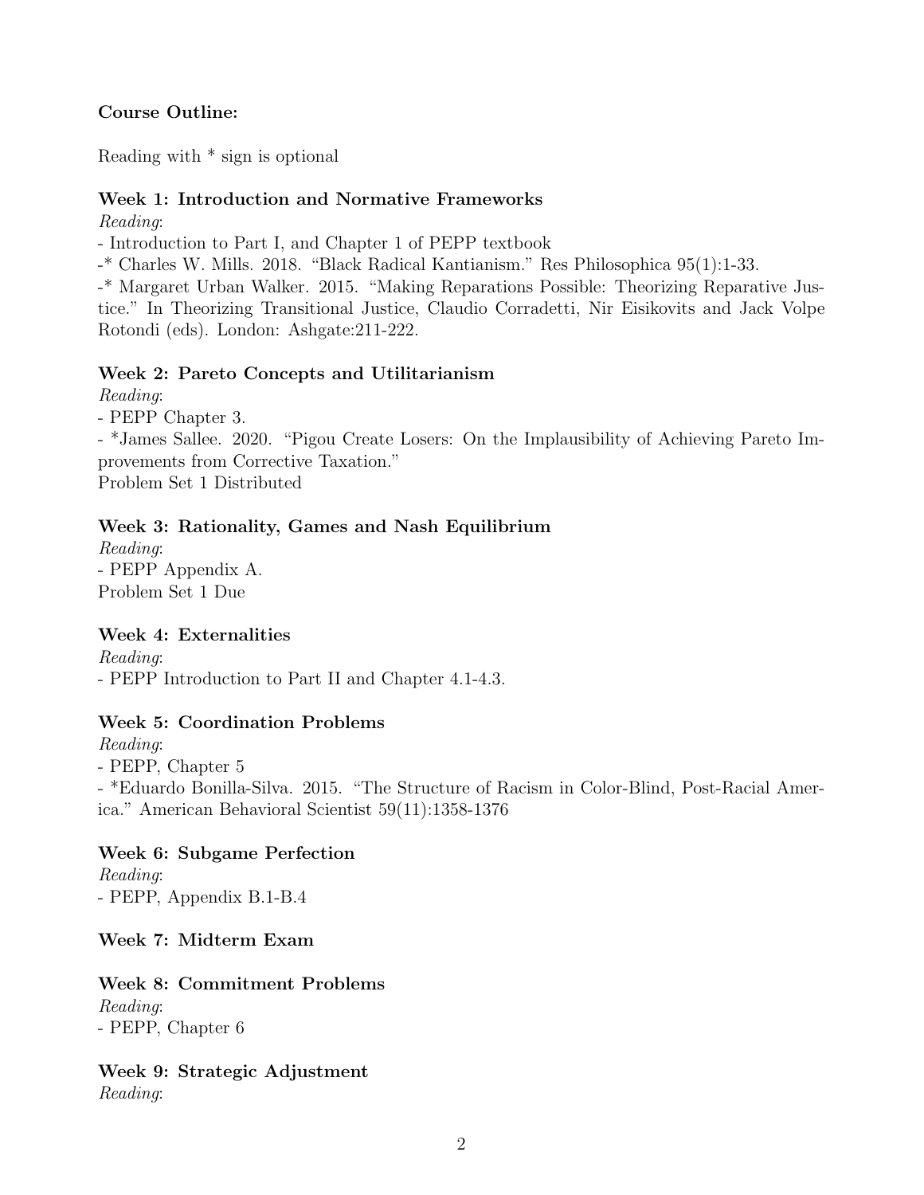**Course Outline:**

Reading with * sign is optional

**Week 1: Introduction and Normative Frameworks**

*Reading*:

- Introduction to Part I, and Chapter 1 of PEPP textbook
-* Charles W. Mills. 2018. "Black Radical Kantianism." Res Philosophica 95(1):1-33.
-* Margaret Urban Walker. 2015. "Making Reparations Possible: Theorizing Reparative Justice." In Theorizing Transitional Justice, Claudio Corradetti, Nir Eisikovits and Jack Volpe Rotondi (eds). London: Ashgate:211-222.

**Week 2: Pareto Concepts and Utilitarianism**

*Reading*:

- PEPP Chapter 3.
- *James Sallee. 2020. "Pigou Create Losers: On the Implausibility of Achieving Pareto Improvements from Corrective Taxation."

Problem Set 1 Distributed

**Week 3: Rationality, Games and Nash Equilibrium**

*Reading*:

- PEPP Appendix A.

Problem Set 1 Due

**Week 4: Externalities**

*Reading*:

- PEPP Introduction to Part II and Chapter 4.1-4.3.

**Week 5: Coordination Problems**

*Reading*:

- PEPP, Chapter 5
- *Eduardo Bonilla-Silva. 2015. "The Structure of Racism in Color-Blind, Post-Racial America." American Behavioral Scientist 59(11):1358-1376

**Week 6: Subgame Perfection**

*Reading*:

- PEPP, Appendix B.1-B.4

**Week 7: Midterm Exam**

**Week 8: Commitment Problems**

*Reading*:

- PEPP, Chapter 6

**Week 9: Strategic Adjustment**

*Reading*: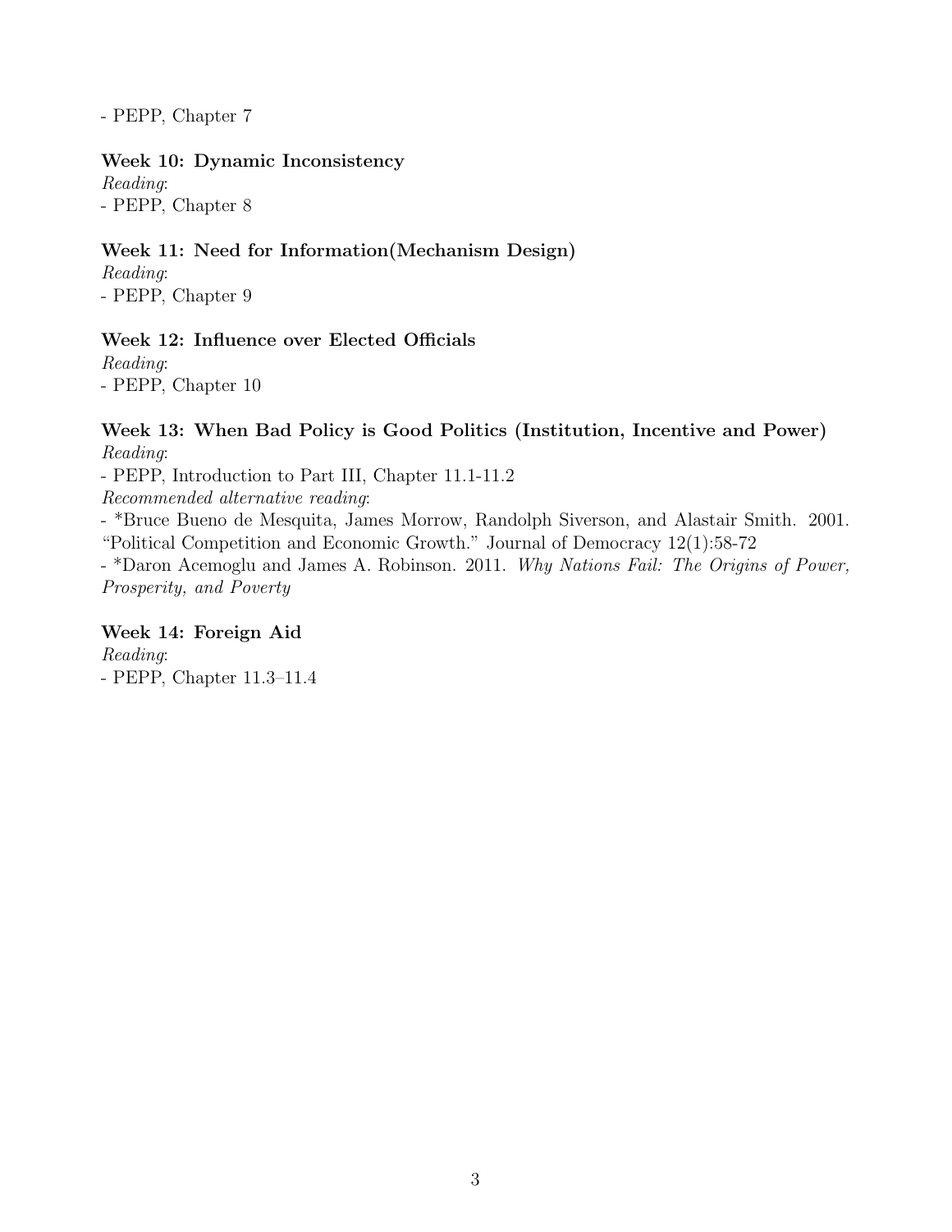- PEPP, Chapter 7

**Week 10: Dynamic Inconsistency**
*Reading*:
- PEPP, Chapter 8

**Week 11: Need for Information(Mechanism Design)**
*Reading*:
- PEPP, Chapter 9

**Week 12: Influence over Elected Officials**
*Reading*:
- PEPP, Chapter 10

**Week 13: When Bad Policy is Good Politics (Institution, Incentive and Power)**
*Reading*:
- PEPP, Introduction to Part III, Chapter 11.1-11.2

*Recommended alternative reading*:
- *Bruce Bueno de Mesquita, James Morrow, Randolph Siverson, and Alastair Smith. 2001. "Political Competition and Economic Growth." Journal of Democracy 12(1):58-72
- *Daron Acemoglu and James A. Robinson. 2011. *Why Nations Fail: The Origins of Power, Prosperity, and Poverty*

**Week 14: Foreign Aid**
*Reading*:
- PEPP, Chapter 11.3–11.4